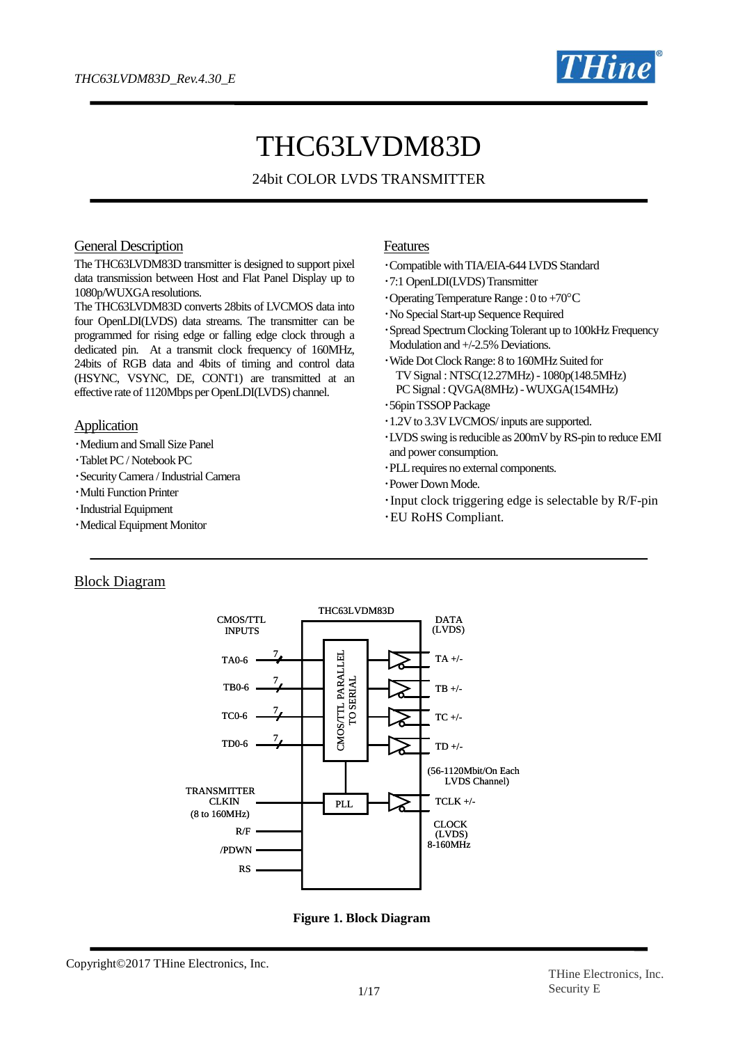# THC63LVDM83D

24bit COLOR LVDS TRANSMITTER

## General Description

The THC63LVDM83D transmitter is designed to support pixel data transmission between Host and Flat Panel Display up to 1080p/WUXGA resolutions.

The THC63LVDM83D converts 28bits of LVCMOS data into four OpenLDI(LVDS) data streams. The transmitter can be programmed for rising edge or falling edge clock through a dedicated pin. At a transmit clock frequency of 160MHz, 24bits of RGB data and 4bits of timing and control data (HSYNC, VSYNC, DE, CONT1) are transmitted at an effective rate of 1120Mbps per OpenLDI(LVDS) channel.

## Application

- Medium and Small Size Panel
- Tablet PC / Notebook PC
- Security Camera / Industrial Camera
- Multi Function Printer
- Industrial Equipment
- Medical Equipment Monitor

## Features

- Compatible with TIA/EIA-644 LVDS Standard
- 7:1 OpenLDI(LVDS) Transmitter
- Operating Temperature Range : 0 to +70°C
- No Special Start-up Sequence Required
- Spread Spectrum Clocking Tolerant up to 100kHz Frequency Modulation and +/-2.5% Deviations.
- Wide Dot Clock Range: 8 to 160MHz Suited for
  TV Signal : NTSC(12.27MHz) - 1080p(148.5MHz)
  PC Signal : QVGA(8MHz) - WUXGA(154MHz)
- 56pin TSSOP Package
- 1.2V to 3.3V LVCMOS/ inputs are supported.
- LVDS swing is reducible as 200mV by RS-pin to reduce EMI and power consumption.
- PLL requires no external components.
- Power Down Mode.
- Input clock triggering edge is selectable by R/F-pin
- EU RoHS Compliant.

## Block Diagram

THC63LVDM83D

CMOS/TTL INPUTS: TA0-6 (7), TB0-6 (7), TC0-6 (7), TD0-6 (7) → CMOS/TTL PARALLEL TO SERIAL → DATA (LVDS): TA +/-, TB +/-, TC +/-, TD +/-

(56-1120Mbit/On Each LVDS Channel)

TRANSMITTER CLKIN (8 to 160MHz) → PLL → TCLK +/- CLOCK (LVDS) 8-160MHz

R/F, /PDWN, RS

**Figure 1. Block Diagram**

Copyright©2017 THine Electronics, Inc.

THine Electronics, Inc.
Security E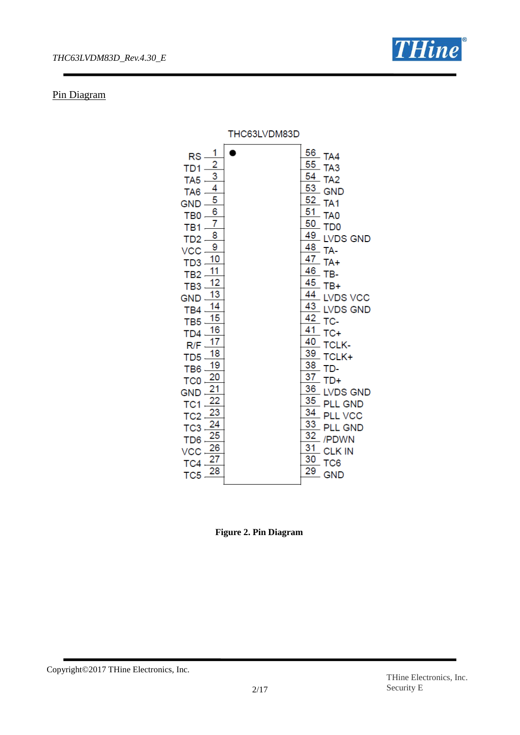## Pin Diagram

THC63LVDM83D

| Pin | Name | Pin | Name |
|---|---|---|---|
| 1 | RS | 56 | TA4 |
| 2 | TD1 | 55 | TA3 |
| 3 | TA5 | 54 | TA2 |
| 4 | TA6 | 53 | GND |
| 5 | GND | 52 | TA1 |
| 6 | TB0 | 51 | TA0 |
| 7 | TB1 | 50 | TD0 |
| 8 | TD2 | 49 | LVDS GND |
| 9 | VCC | 48 | TA- |
| 10 | TD3 | 47 | TA+ |
| 11 | TB2 | 46 | TB- |
| 12 | TB3 | 45 | TB+ |
| 13 | GND | 44 | LVDS VCC |
| 14 | TB4 | 43 | LVDS GND |
| 15 | TB5 | 42 | TC- |
| 16 | TD4 | 41 | TC+ |
| 17 | R/F | 40 | TCLK- |
| 18 | TD5 | 39 | TCLK+ |
| 19 | TB6 | 38 | TD- |
| 20 | TC0 | 37 | TD+ |
| 21 | GND | 36 | LVDS GND |
| 22 | TC1 | 35 | PLL GND |
| 23 | TC2 | 34 | PLL VCC |
| 24 | TC3 | 33 | PLL GND |
| 25 | TD6 | 32 | /PDWN |
| 26 | VCC | 31 | CLK IN |
| 27 | TC4 | 30 | TC6 |
| 28 | TC5 | 29 | GND |

**Figure 2. Pin Diagram**

Copyright©2017 THine Electronics, Inc.

THine Electronics, Inc.
Security E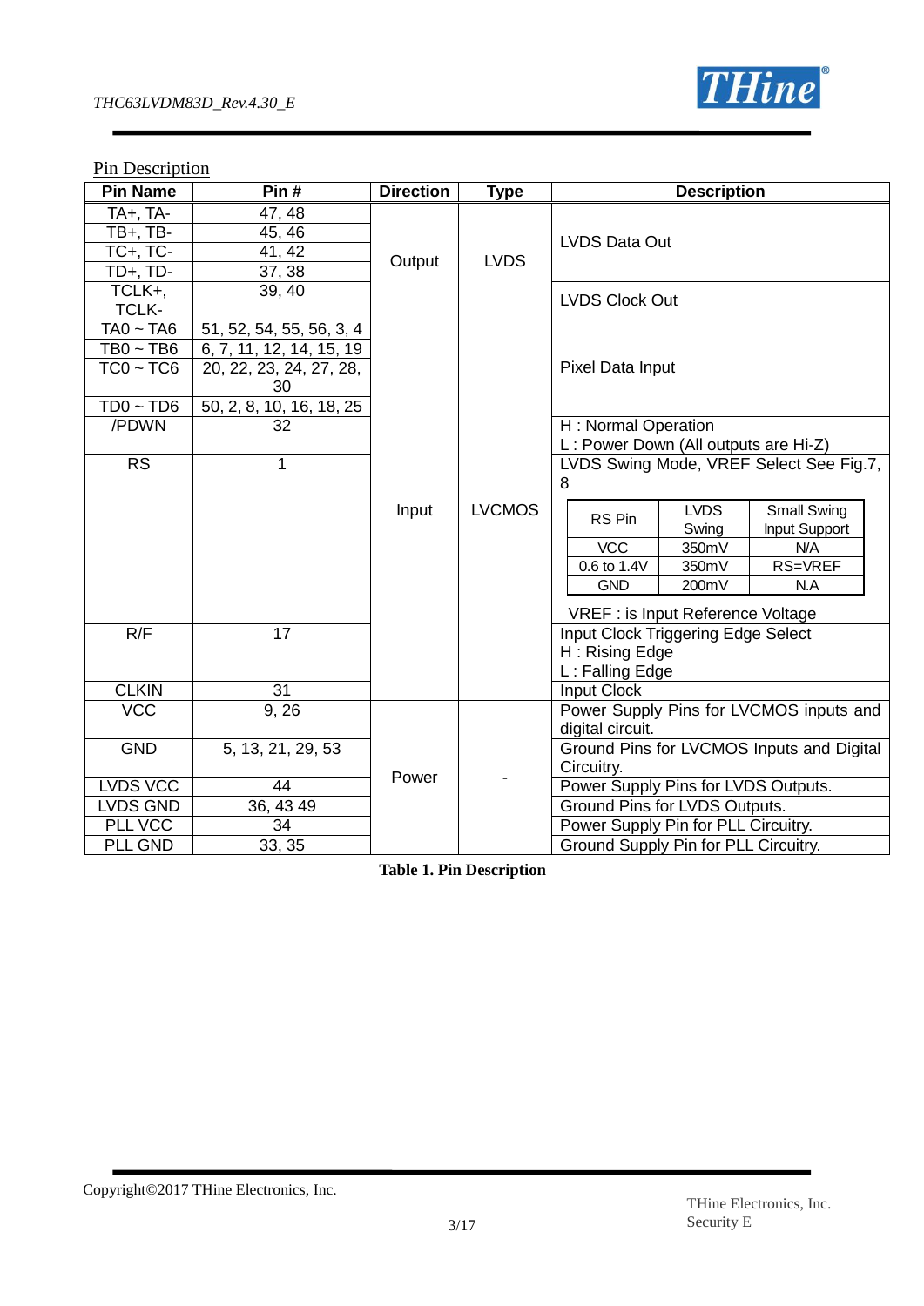Pin Description

| Pin Name | Pin # | Direction | Type | Description |
|---|---|---|---|---|
| TA+, TA- | 47, 48 | Output | LVDS | LVDS Data Out |
| TB+, TB- | 45, 46 | | | |
| TC+, TC- | 41, 42 | | | |
| TD+, TD- | 37, 38 | | | |
| TCLK+, TCLK- | 39, 40 | | | LVDS Clock Out |
| TA0 ~ TA6 | 51, 52, 54, 55, 56, 3, 4 | Input | LVCMOS | Pixel Data Input |
| TB0 ~ TB6 | 6, 7, 11, 12, 14, 15, 19 | | | |
| TC0 ~ TC6 | 20, 22, 23, 24, 27, 28, 30 | | | |
| TD0 ~ TD6 | 50, 2, 8, 10, 16, 18, 25 | | | |
| /PDWN | 32 | | | H : Normal Operation<br>L : Power Down (All outputs are Hi-Z) |
| RS | 1 | | | LVDS Swing Mode, VREF Select See Fig.7, 8<br><br>RS Pin / LVDS Swing / Small Swing Input Support:<br>VCC / 350mV / N/A<br>0.6 to 1.4V / 350mV / RS=VREF<br>GND / 200mV / N.A<br><br>VREF : is Input Reference Voltage |
| R/F | 17 | | | Input Clock Triggering Edge Select<br>H : Rising Edge<br>L : Falling Edge |
| CLKIN | 31 | | | Input Clock |
| VCC | 9, 26 | Power | - | Power Supply Pins for LVCMOS inputs and digital circuit. |
| GND | 5, 13, 21, 29, 53 | | | Ground Pins for LVCMOS Inputs and Digital Circuitry. |
| LVDS VCC | 44 | | | Power Supply Pins for LVDS Outputs. |
| LVDS GND | 36, 43 49 | | | Ground Pins for LVDS Outputs. |
| PLL VCC | 34 | | | Power Supply Pin for PLL Circuitry. |
| PLL GND | 33, 35 | | | Ground Supply Pin for PLL Circuitry. |

**Table 1. Pin Description**

Copyright©2017 THine Electronics, Inc.

THine Electronics, Inc.
Security E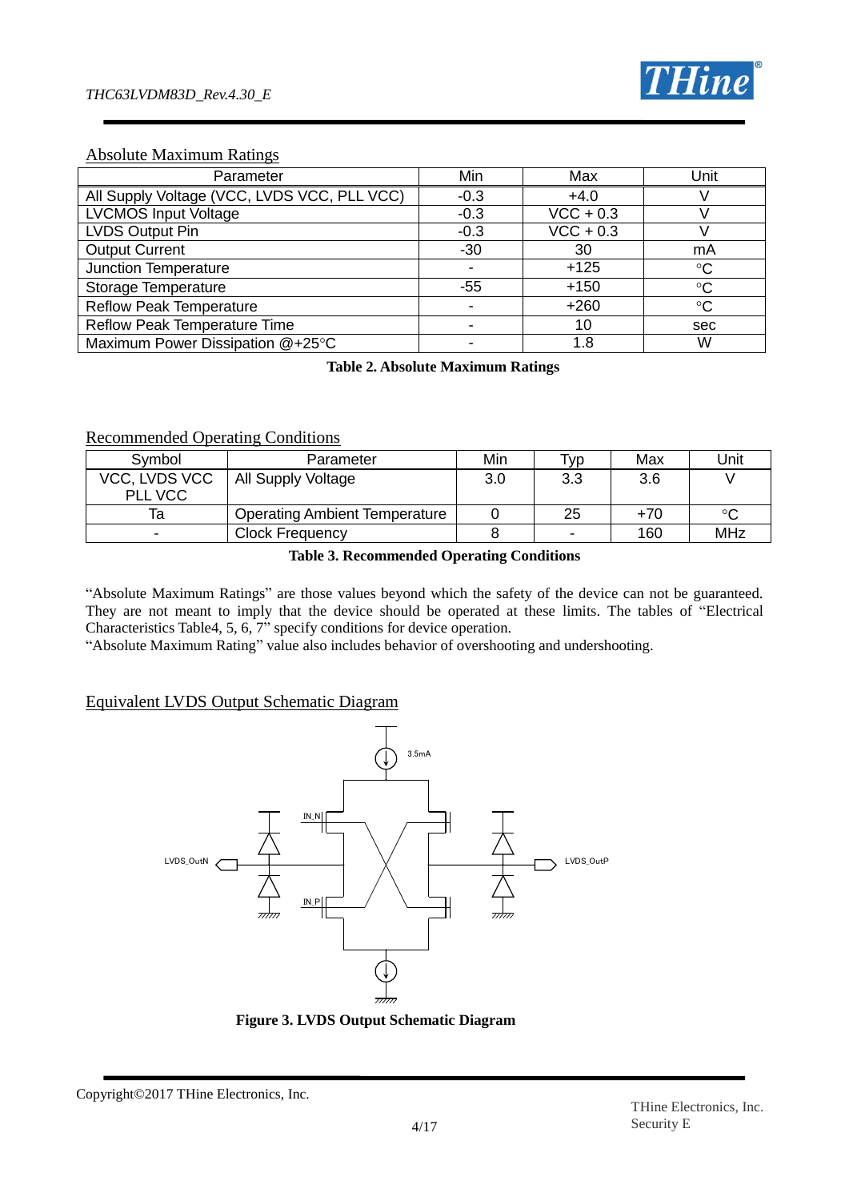## Absolute Maximum Ratings

| Parameter | Min | Max | Unit |
|---|---|---|---|
| All Supply Voltage (VCC, LVDS VCC, PLL VCC) | -0.3 | +4.0 | V |
| LVCMOS Input Voltage | -0.3 | VCC + 0.3 | V |
| LVDS Output Pin | -0.3 | VCC + 0.3 | V |
| Output Current | -30 | 30 | mA |
| Junction Temperature | - | +125 | °C |
| Storage Temperature | -55 | +150 | °C |
| Reflow Peak Temperature | - | +260 | °C |
| Reflow Peak Temperature Time | - | 10 | sec |
| Maximum Power Dissipation @+25°C | - | 1.8 | W |

**Table 2. Absolute Maximum Ratings**

## Recommended Operating Conditions

| Symbol | Parameter | Min | Typ | Max | Unit |
|---|---|---|---|---|---|
| VCC, LVDS VCC PLL VCC | All Supply Voltage | 3.0 | 3.3 | 3.6 | V |
| Ta | Operating Ambient Temperature | 0 | 25 | +70 | °C |
| - | Clock Frequency | 8 | - | 160 | MHz |

**Table 3. Recommended Operating Conditions**

"Absolute Maximum Ratings" are those values beyond which the safety of the device can not be guaranteed. They are not meant to imply that the device should be operated at these limits. The tables of "Electrical Characteristics Table4, 5, 6, 7" specify conditions for device operation.
"Absolute Maximum Rating" value also includes behavior of overshooting and undershooting.

## Equivalent LVDS Output Schematic Diagram

3.5mA

IN_N

IN_P

LVDS_OutN

LVDS_OutP

**Figure 3. LVDS Output Schematic Diagram**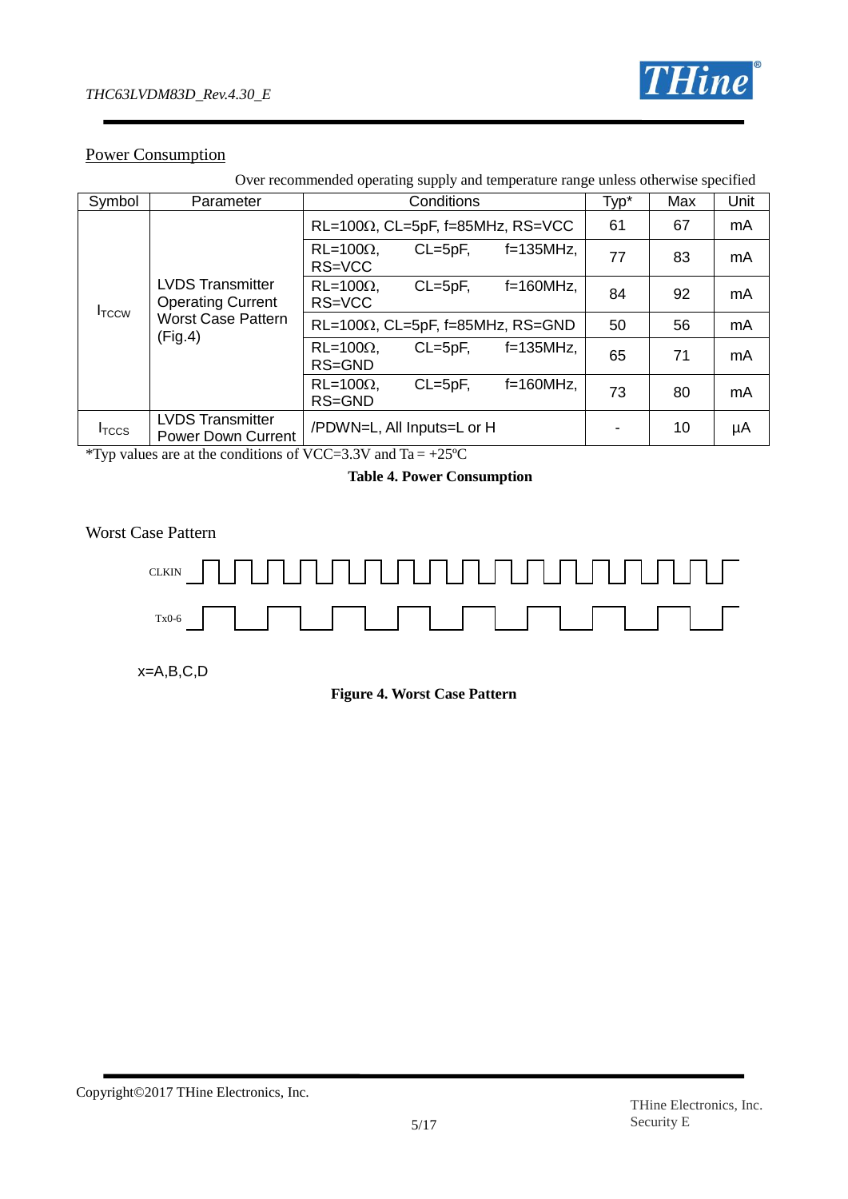## Power Consumption

Over recommended operating supply and temperature range unless otherwise specified

| Symbol | Parameter | Conditions | Typ* | Max | Unit |
|---|---|---|---|---|---|
| $I_{TCCW}$ | LVDS Transmitter Operating Current Worst Case Pattern (Fig.4) | RL=100Ω, CL=5pF, f=85MHz, RS=VCC | 61 | 67 | mA |
| | | RL=100Ω, CL=5pF, f=135MHz, RS=VCC | 77 | 83 | mA |
| | | RL=100Ω, CL=5pF, f=160MHz, RS=VCC | 84 | 92 | mA |
| | | RL=100Ω, CL=5pF, f=85MHz, RS=GND | 50 | 56 | mA |
| | | RL=100Ω, CL=5pF, f=135MHz, RS=GND | 65 | 71 | mA |
| | | RL=100Ω, CL=5pF, f=160MHz, RS=GND | 73 | 80 | mA |
| $I_{TCCS}$ | LVDS Transmitter Power Down Current | /PDWN=L, All Inputs=L or H | - | 10 | μA |

*Typ values are at the conditions of VCC=3.3V and Ta = +25ºC

**Table 4. Power Consumption**

Worst Case Pattern

CLKIN

Tx0-6

x=A,B,C,D

**Figure 4. Worst Case Pattern**

Copyright©2017 THine Electronics, Inc.

THine Electronics, Inc.
Security E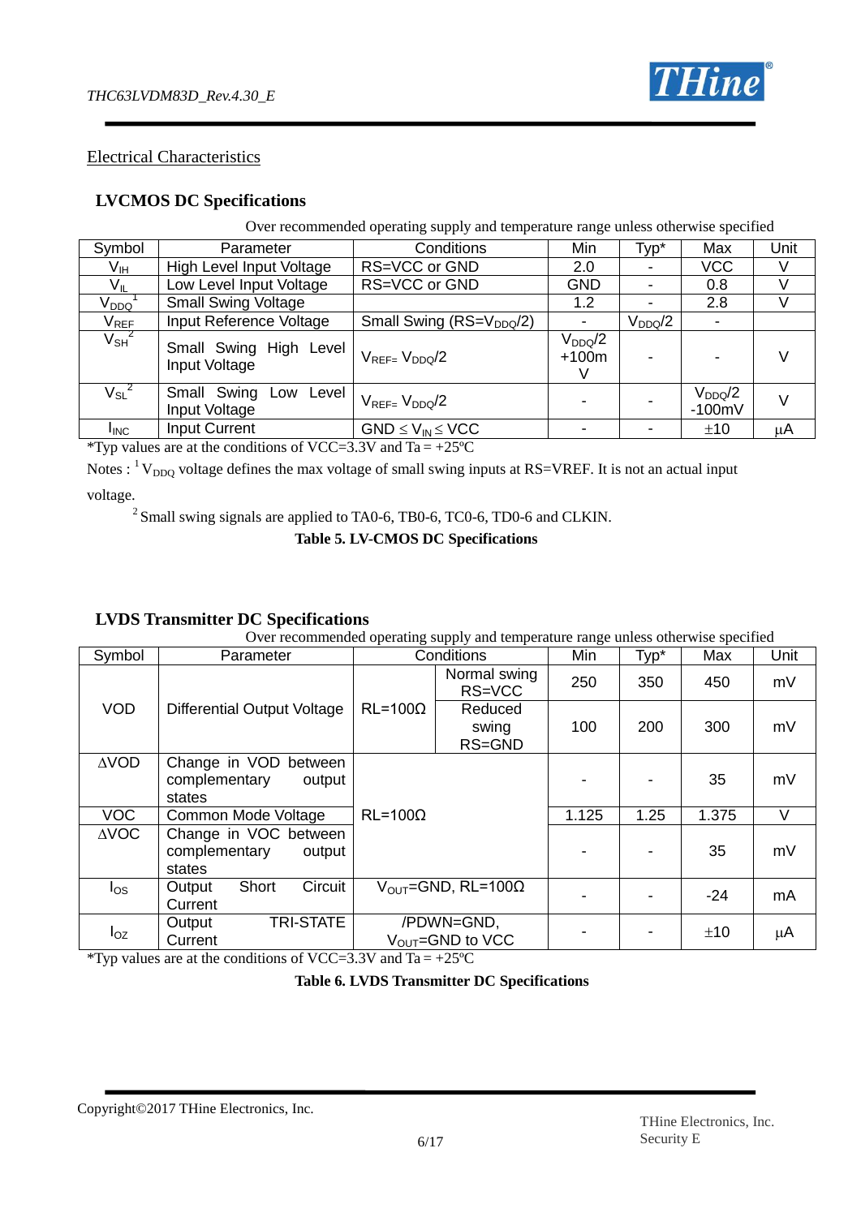## Electrical Characteristics

### LVCMOS DC Specifications

Over recommended operating supply and temperature range unless otherwise specified

| Symbol | Parameter | Conditions | Min | Typ* | Max | Unit |
|---|---|---|---|---|---|---|
| $V_{IH}$ | High Level Input Voltage | RS=VCC or GND | 2.0 | - | VCC | V |
| $V_{IL}$ | Low Level Input Voltage | RS=VCC or GND | GND | - | 0.8 | V |
| $V_{DDQ}$ [1] | Small Swing Voltage | | 1.2 | - | 2.8 | V |
| $V_{REF}$ | Input Reference Voltage | Small Swing (RS=$V_{DDQ}$/2) | - | $V_{DDQ}$/2 | - | |
| $V_{SH}$ [2] | Small Swing High Level Input Voltage | $V_{REF=}$ $V_{DDQ}$/2 | $V_{DDQ}$/2 +100mV | - | - | V |
| $V_{SL}$ [2] | Small Swing Low Level Input Voltage | $V_{REF=}$ $V_{DDQ}$/2 | - | - | $V_{DDQ}$/2 -100mV | V |
| $I_{INC}$ | Input Current | GND ≤ $V_{IN}$ ≤ VCC | - | - | ±10 | μA |

*Typ values are at the conditions of VCC=3.3V and Ta = +25ºC

Notes : [1] $V_{DDQ}$ voltage defines the max voltage of small swing inputs at RS=VREF. It is not an actual input voltage.

[2] Small swing signals are applied to TA0-6, TB0-6, TC0-6, TD0-6 and CLKIN.

**Table 5. LV-CMOS DC Specifications**

### LVDS Transmitter DC Specifications

Over recommended operating supply and temperature range unless otherwise specified

| Symbol | Parameter | Conditions | | Min | Typ* | Max | Unit |
|---|---|---|---|---|---|---|---|
| VOD | Differential Output Voltage | RL=100Ω | Normal swing RS=VCC | 250 | 350 | 450 | mV |
| | | | Reduced swing RS=GND | 100 | 200 | 300 | mV |
| ΔVOD | Change in VOD between complementary output states | RL=100Ω | | - | - | 35 | mV |
| VOC | Common Mode Voltage | | | 1.125 | 1.25 | 1.375 | V |
| ΔVOC | Change in VOC between complementary output states | | | - | - | 35 | mV |
| $I_{OS}$ | Output Short Circuit Current | $V_{OUT}$=GND, RL=100Ω | | - | - | -24 | mA |
| $I_{OZ}$ | Output TRI-STATE Current | /PDWN=GND, $V_{OUT}$=GND to VCC | | - | - | ±10 | μA |

*Typ values are at the conditions of VCC=3.3V and Ta = +25ºC

**Table 6. LVDS Transmitter DC Specifications**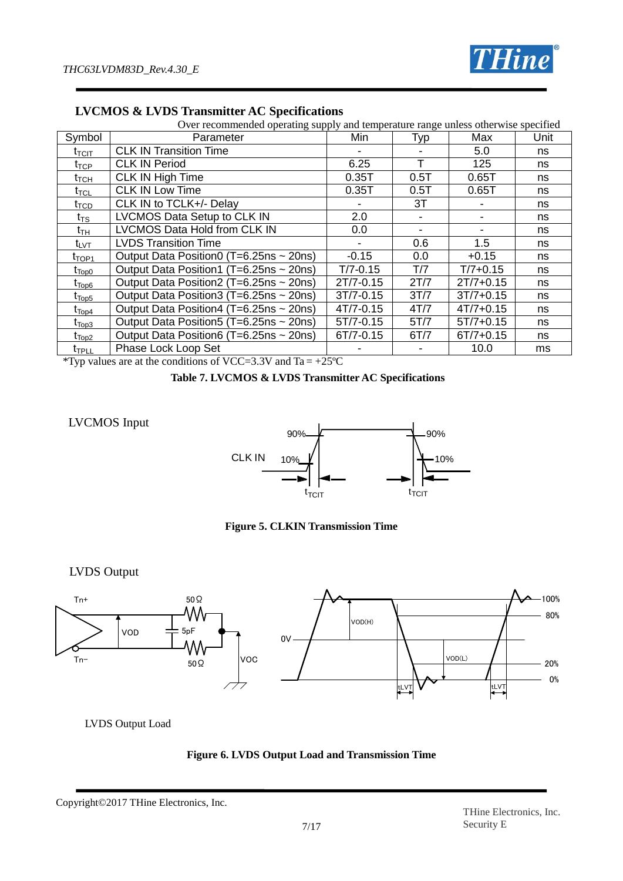## LVCMOS & LVDS Transmitter AC Specifications

Over recommended operating supply and temperature range unless otherwise specified

| Symbol | Parameter | Min | Typ | Max | Unit |
|---|---|---|---|---|---|
| $t_{TCIT}$ | CLK IN Transition Time | - | - | 5.0 | ns |
| $t_{TCP}$ | CLK IN Period | 6.25 | T | 125 | ns |
| $t_{TCH}$ | CLK IN High Time | 0.35T | 0.5T | 0.65T | ns |
| $t_{TCL}$ | CLK IN Low Time | 0.35T | 0.5T | 0.65T | ns |
| $t_{TCD}$ | CLK IN to TCLK+/- Delay | - | 3T | - | ns |
| $t_{TS}$ | LVCMOS Data Setup to CLK IN | 2.0 | - | - | ns |
| $t_{TH}$ | LVCMOS Data Hold from CLK IN | 0.0 | - | - | ns |
| $t_{LVT}$ | LVDS Transition Time | - | 0.6 | 1.5 | ns |
| $t_{TOP1}$ | Output Data Position0 (T=6.25ns ~ 20ns) | -0.15 | 0.0 | +0.15 | ns |
| $t_{Top0}$ | Output Data Position1 (T=6.25ns ~ 20ns) | T/7-0.15 | T/7 | T/7+0.15 | ns |
| $t_{Top6}$ | Output Data Position2 (T=6.25ns ~ 20ns) | 2T/7-0.15 | 2T/7 | 2T/7+0.15 | ns |
| $t_{Top5}$ | Output Data Position3 (T=6.25ns ~ 20ns) | 3T/7-0.15 | 3T/7 | 3T/7+0.15 | ns |
| $t_{Top4}$ | Output Data Position4 (T=6.25ns ~ 20ns) | 4T/7-0.15 | 4T/7 | 4T/7+0.15 | ns |
| $t_{Top3}$ | Output Data Position5 (T=6.25ns ~ 20ns) | 5T/7-0.15 | 5T/7 | 5T/7+0.15 | ns |
| $t_{Top2}$ | Output Data Position6 (T=6.25ns ~ 20ns) | 6T/7-0.15 | 6T/7 | 6T/7+0.15 | ns |
| $t_{TPLL}$ | Phase Lock Loop Set | - | - | 10.0 | ms |

*Typ values are at the conditions of VCC=3.3V and Ta = +25ºC

**Table 7. LVCMOS & LVDS Transmitter AC Specifications**

LVCMOS Input

CLK IN 90% 10% $t_{TCIT}$ $t_{TCIT}$

**Figure 5. CLKIN Transmission Time**

LVDS Output

Tn+ Tn− 50Ω 5pF 50Ω VOD VOC

0V VOD(H) VOD(L) 100% 80% 20% 0% tLVT tLVT

LVDS Output Load

**Figure 6. LVDS Output Load and Transmission Time**

Copyright©2017 THine Electronics, Inc.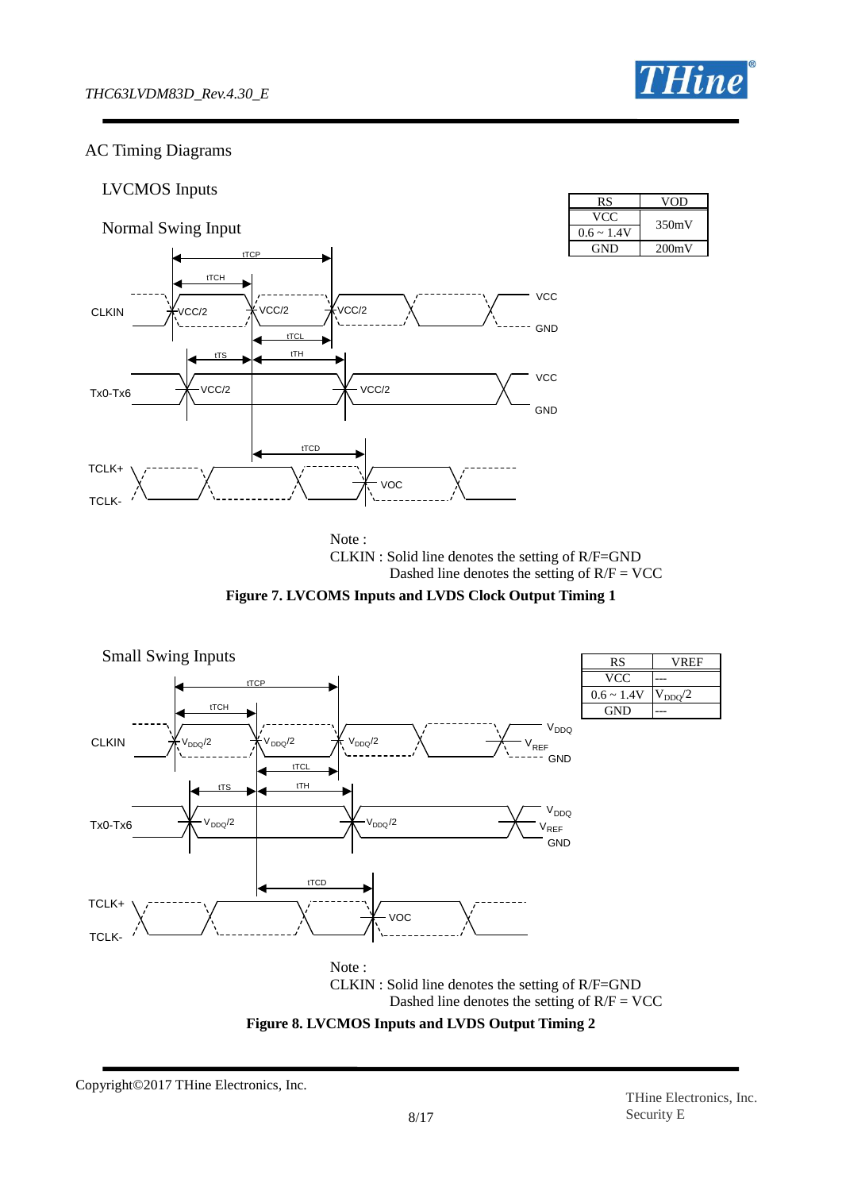## AC Timing Diagrams

### LVCMOS Inputs

#### Normal Swing Input

| RS | VOD |
|---|---|
| VCC | 350mV |
| 0.6 ~ 1.4V | |
| GND | 200mV |

Note :
CLKIN : Solid line denotes the setting of R/F=GND
Dashed line denotes the setting of R/F = VCC

**Figure 7. LVCOMS Inputs and LVDS Clock Output Timing 1**

#### Small Swing Inputs

| RS | VREF |
|---|---|
| VCC | --- |
| 0.6 ~ 1.4V | $V_{DDQ}/2$ |
| GND | --- |

Note :
CLKIN : Solid line denotes the setting of R/F=GND
Dashed line denotes the setting of R/F = VCC

**Figure 8. LVCMOS Inputs and LVDS Output Timing 2**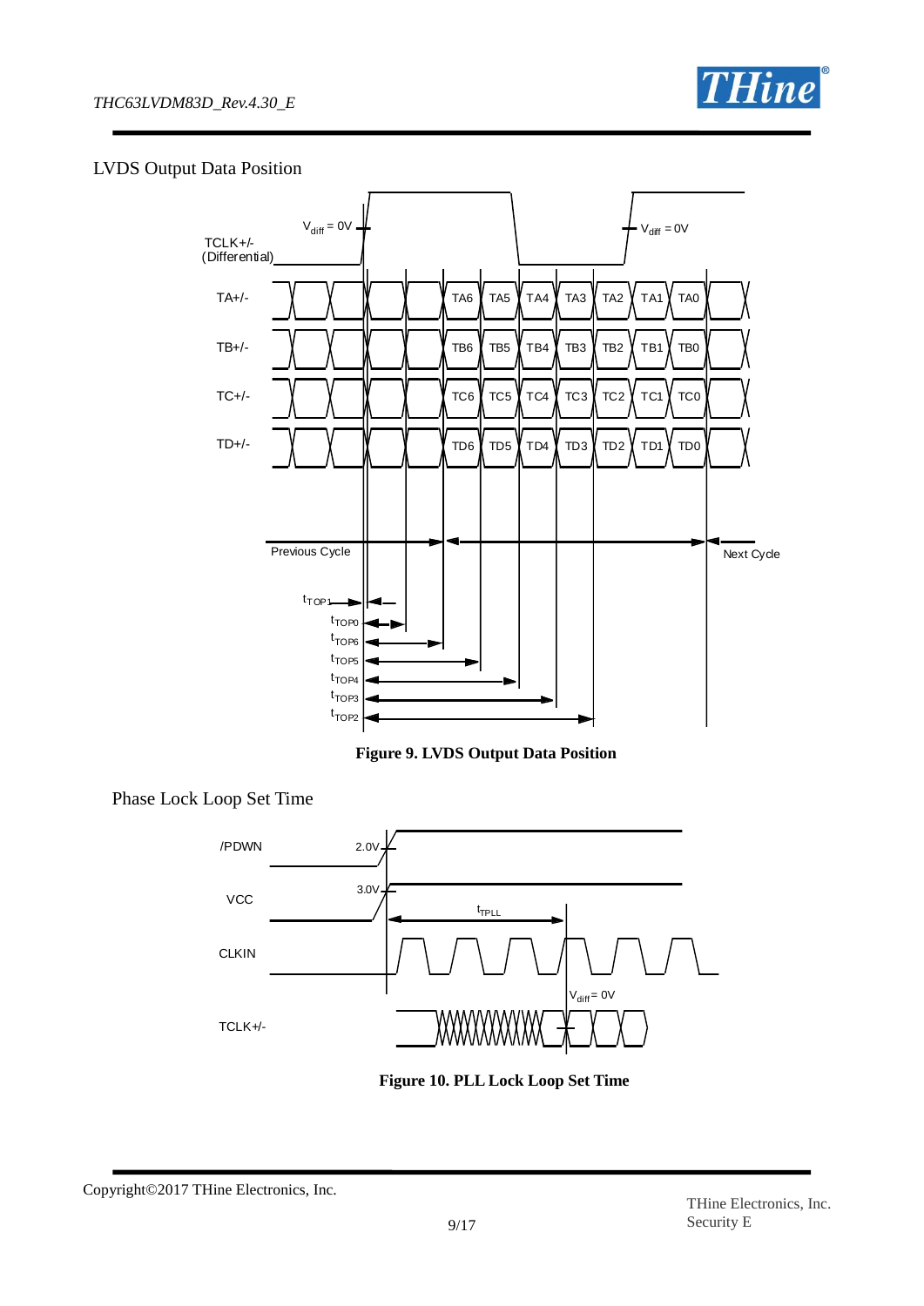LVDS Output Data Position

**Figure 9. LVDS Output Data Position**

Phase Lock Loop Set Time

**Figure 10. PLL Lock Loop Set Time**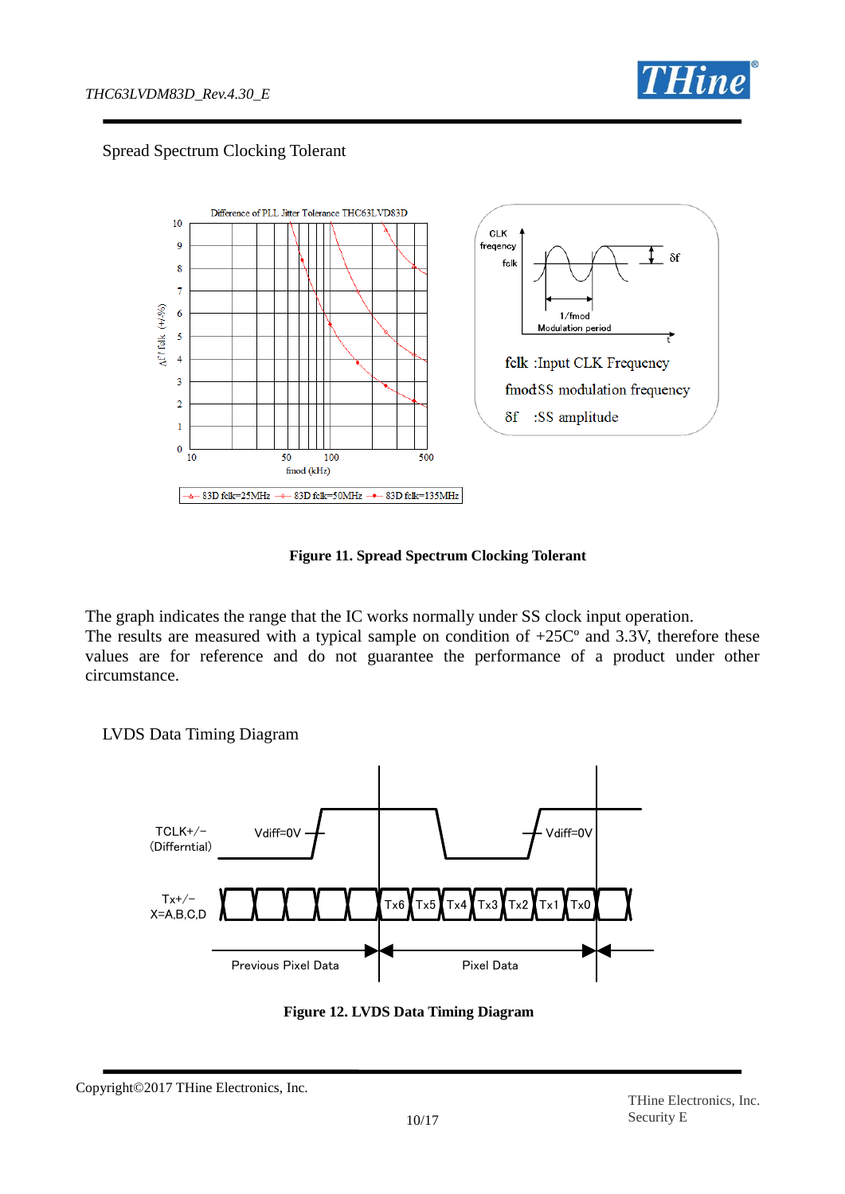Spread Spectrum Clocking Tolerant

**Figure 11. Spread Spectrum Clocking Tolerant**

The graph indicates the range that the IC works normally under SS clock input operation.
The results are measured with a typical sample on condition of +25Cº and 3.3V, therefore these values are for reference and do not guarantee the performance of a product under other circumstance.

LVDS Data Timing Diagram

**Figure 12. LVDS Data Timing Diagram**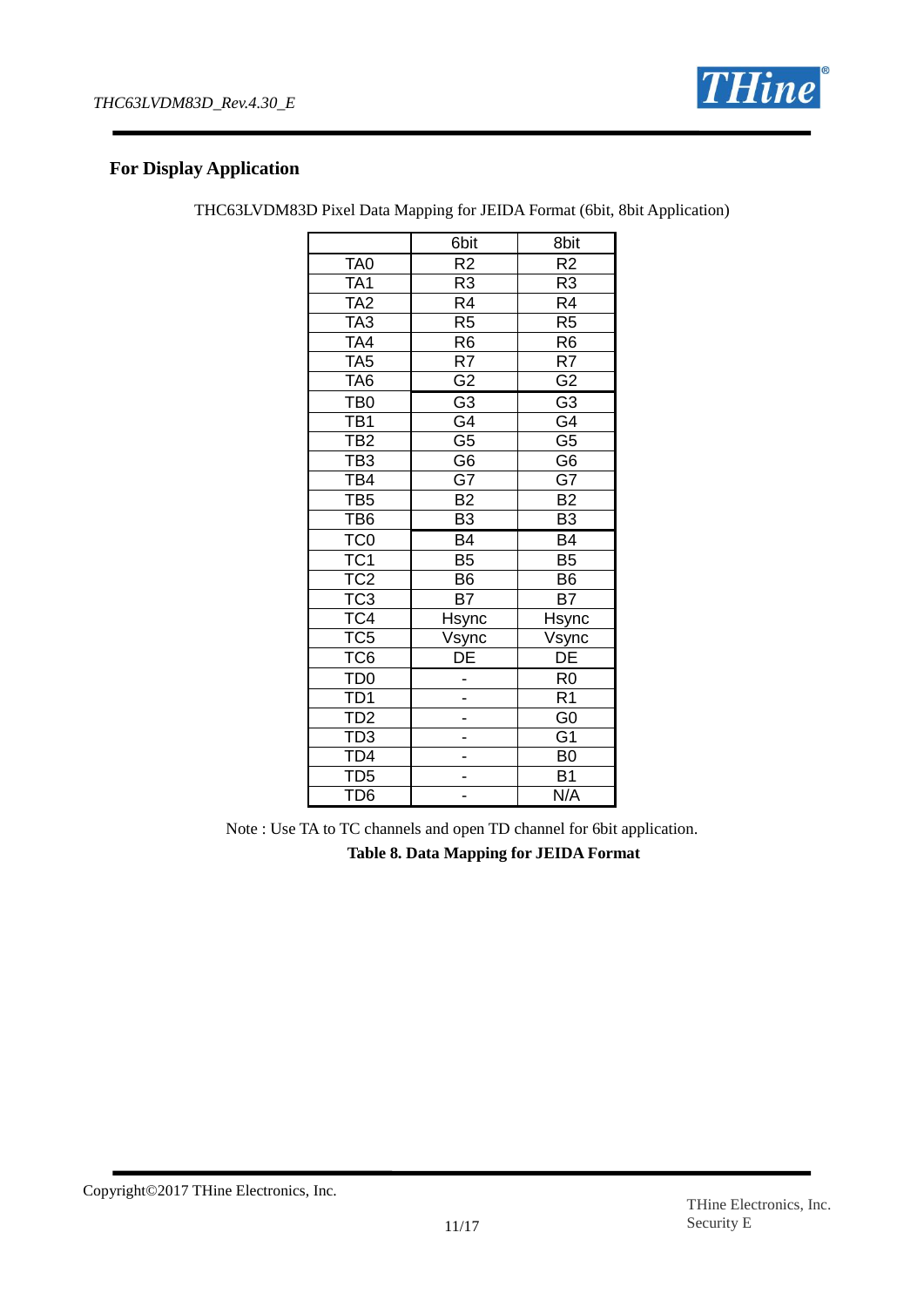## For Display Application

THC63LVDM83D Pixel Data Mapping for JEIDA Format (6bit, 8bit Application)

| | 6bit | 8bit |
|---|---|---|
| TA0 | R2 | R2 |
| TA1 | R3 | R3 |
| TA2 | R4 | R4 |
| TA3 | R5 | R5 |
| TA4 | R6 | R6 |
| TA5 | R7 | R7 |
| TA6 | G2 | G2 |
| TB0 | G3 | G3 |
| TB1 | G4 | G4 |
| TB2 | G5 | G5 |
| TB3 | G6 | G6 |
| TB4 | G7 | G7 |
| TB5 | B2 | B2 |
| TB6 | B3 | B3 |
| TC0 | B4 | B4 |
| TC1 | B5 | B5 |
| TC2 | B6 | B6 |
| TC3 | B7 | B7 |
| TC4 | Hsync | Hsync |
| TC5 | Vsync | Vsync |
| TC6 | DE | DE |
| TD0 | - | R0 |
| TD1 | - | R1 |
| TD2 | - | G0 |
| TD3 | - | G1 |
| TD4 | - | B0 |
| TD5 | - | B1 |
| TD6 | - | N/A |

Note : Use TA to TC channels and open TD channel for 6bit application.

**Table 8. Data Mapping for JEIDA Format**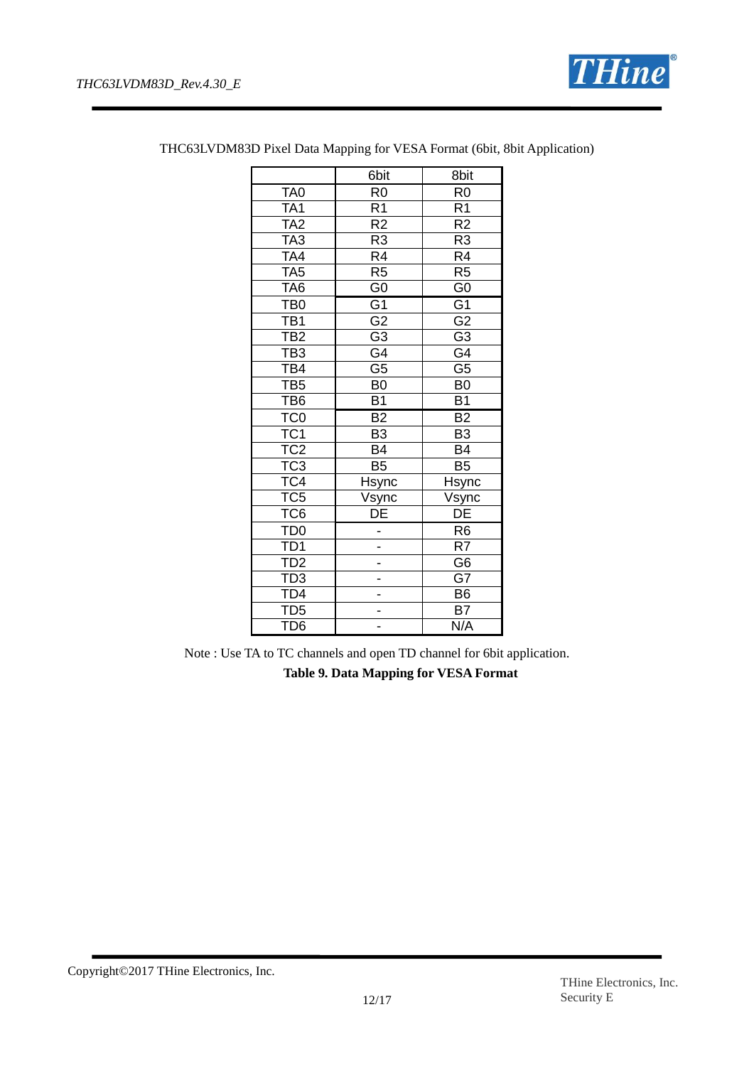THC63LVDM83D Pixel Data Mapping for VESA Format (6bit, 8bit Application)

| | 6bit | 8bit |
|---|---|---|
| TA0 | R0 | R0 |
| TA1 | R1 | R1 |
| TA2 | R2 | R2 |
| TA3 | R3 | R3 |
| TA4 | R4 | R4 |
| TA5 | R5 | R5 |
| TA6 | G0 | G0 |
| TB0 | G1 | G1 |
| TB1 | G2 | G2 |
| TB2 | G3 | G3 |
| TB3 | G4 | G4 |
| TB4 | G5 | G5 |
| TB5 | B0 | B0 |
| TB6 | B1 | B1 |
| TC0 | B2 | B2 |
| TC1 | B3 | B3 |
| TC2 | B4 | B4 |
| TC3 | B5 | B5 |
| TC4 | Hsync | Hsync |
| TC5 | Vsync | Vsync |
| TC6 | DE | DE |
| TD0 | - | R6 |
| TD1 | - | R7 |
| TD2 | - | G6 |
| TD3 | - | G7 |
| TD4 | - | B6 |
| TD5 | - | B7 |
| TD6 | - | N/A |

Note : Use TA to TC channels and open TD channel for 6bit application.

**Table 9. Data Mapping for VESA Format**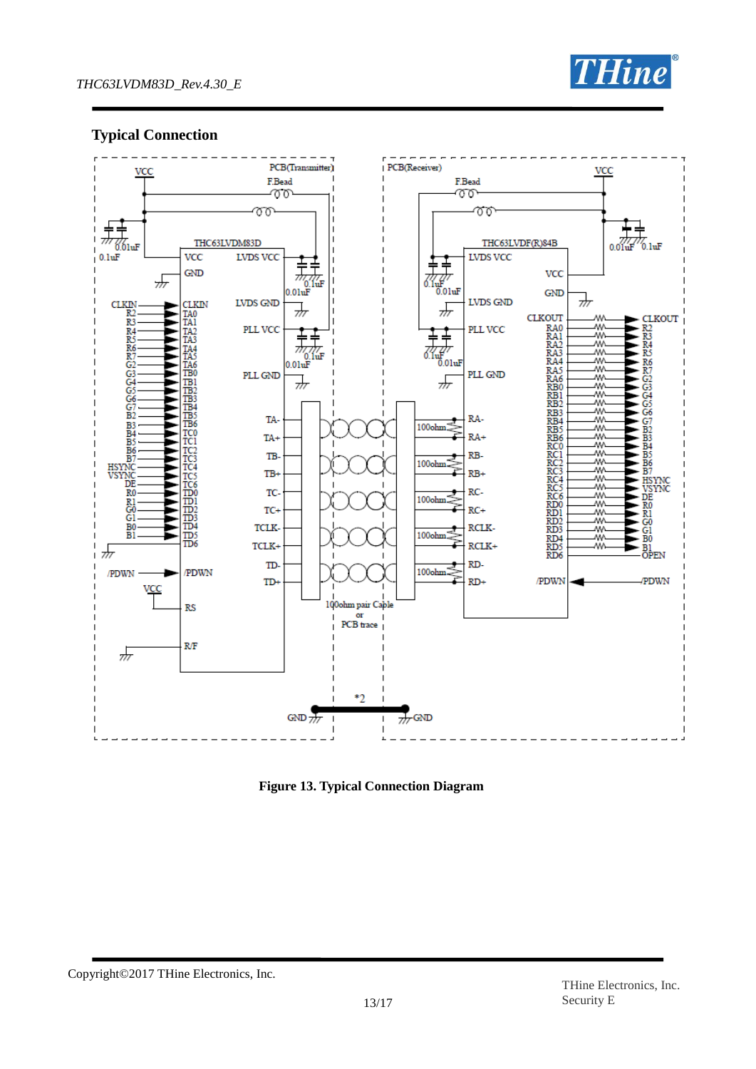## Typical Connection

**Figure 13. Typical Connection Diagram**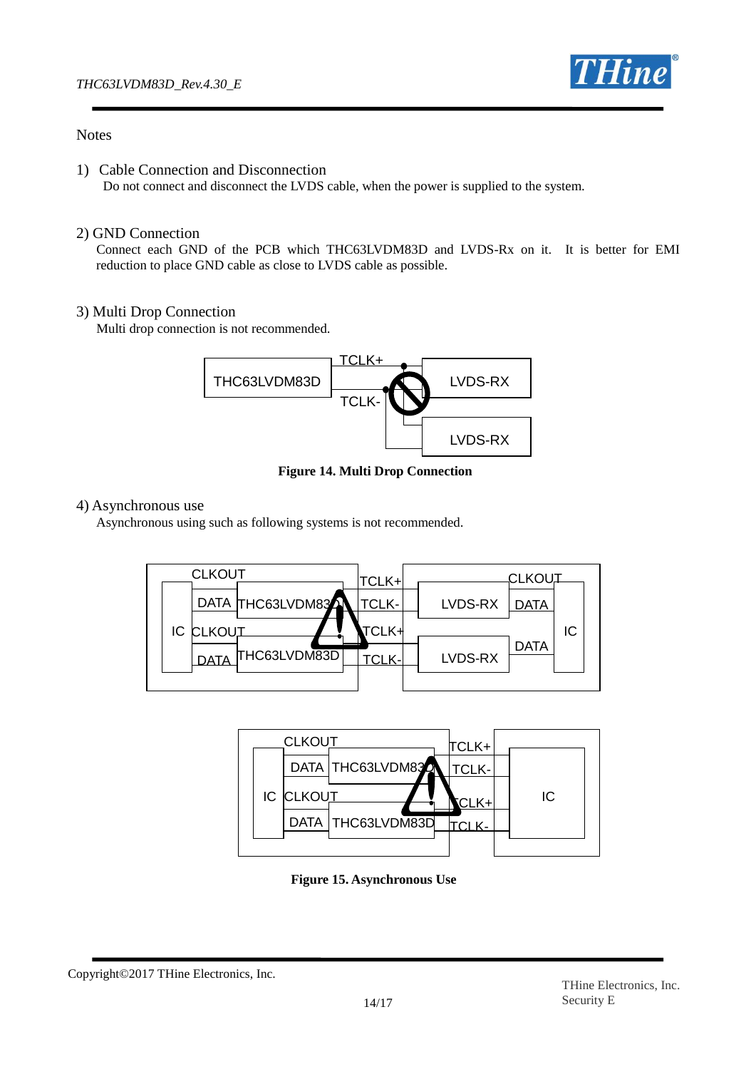## Notes

1) Cable Connection and Disconnection

Do not connect and disconnect the LVDS cable, when the power is supplied to the system.

2) GND Connection

Connect each GND of the PCB which THC63LVDM83D and LVDS-Rx on it. It is better for EMI reduction to place GND cable as close to LVDS cable as possible.

3) Multi Drop Connection

Multi drop connection is not recommended.

**Figure 14. Multi Drop Connection**

4) Asynchronous use

Asynchronous using such as following systems is not recommended.

**Figure 15. Asynchronous Use**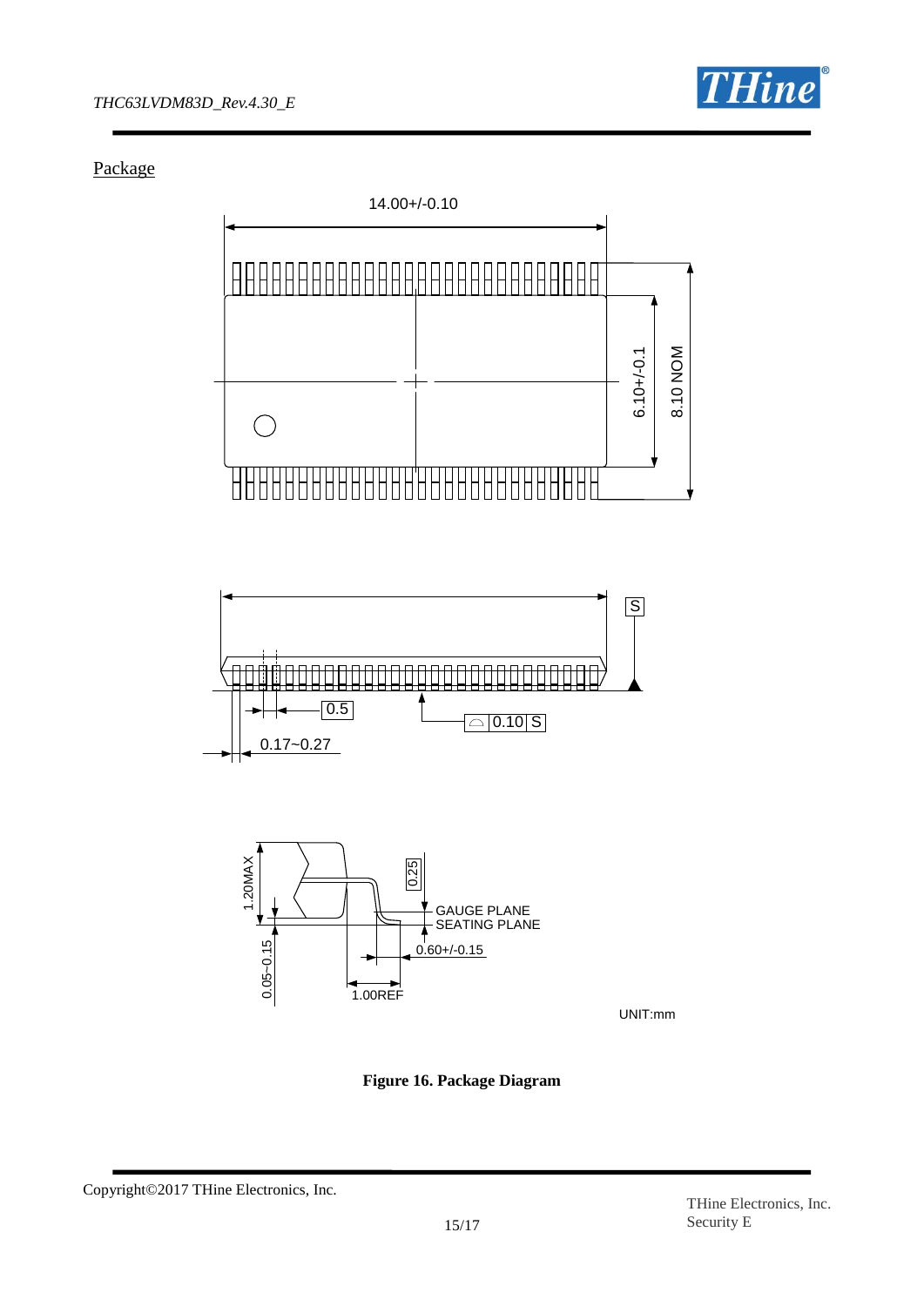## Package

14.00+/-0.10

6.10+/-0.1

8.10 NOM

S

0.5

0.10 S

0.17~0.27

1.20MAX

0.25

GAUGE PLANE

SEATING PLANE

0.60+/-0.15

0.05~0.15

1.00REF

UNIT:mm

**Figure 16. Package Diagram**

Copyright©2017 THine Electronics, Inc.

THine Electronics, Inc.
Security E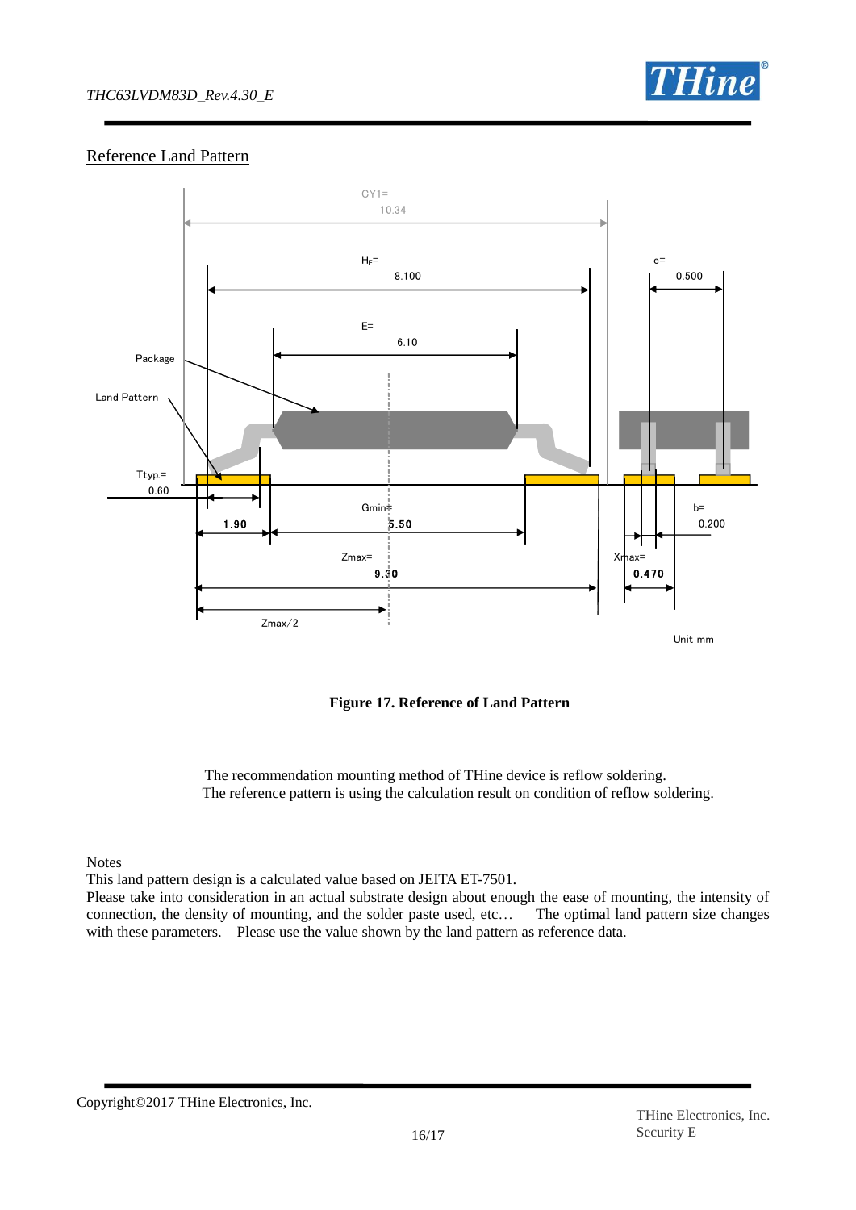## Reference Land Pattern

**Figure 17. Reference of Land Pattern**

The recommendation mounting method of THine device is reflow soldering.
The reference pattern is using the calculation result on condition of reflow soldering.

Notes

This land pattern design is a calculated value based on JEITA ET-7501.
Please take into consideration in an actual substrate design about enough the ease of mounting, the intensity of connection, the density of mounting, and the solder paste used, etc… The optimal land pattern size changes with these parameters. Please use the value shown by the land pattern as reference data.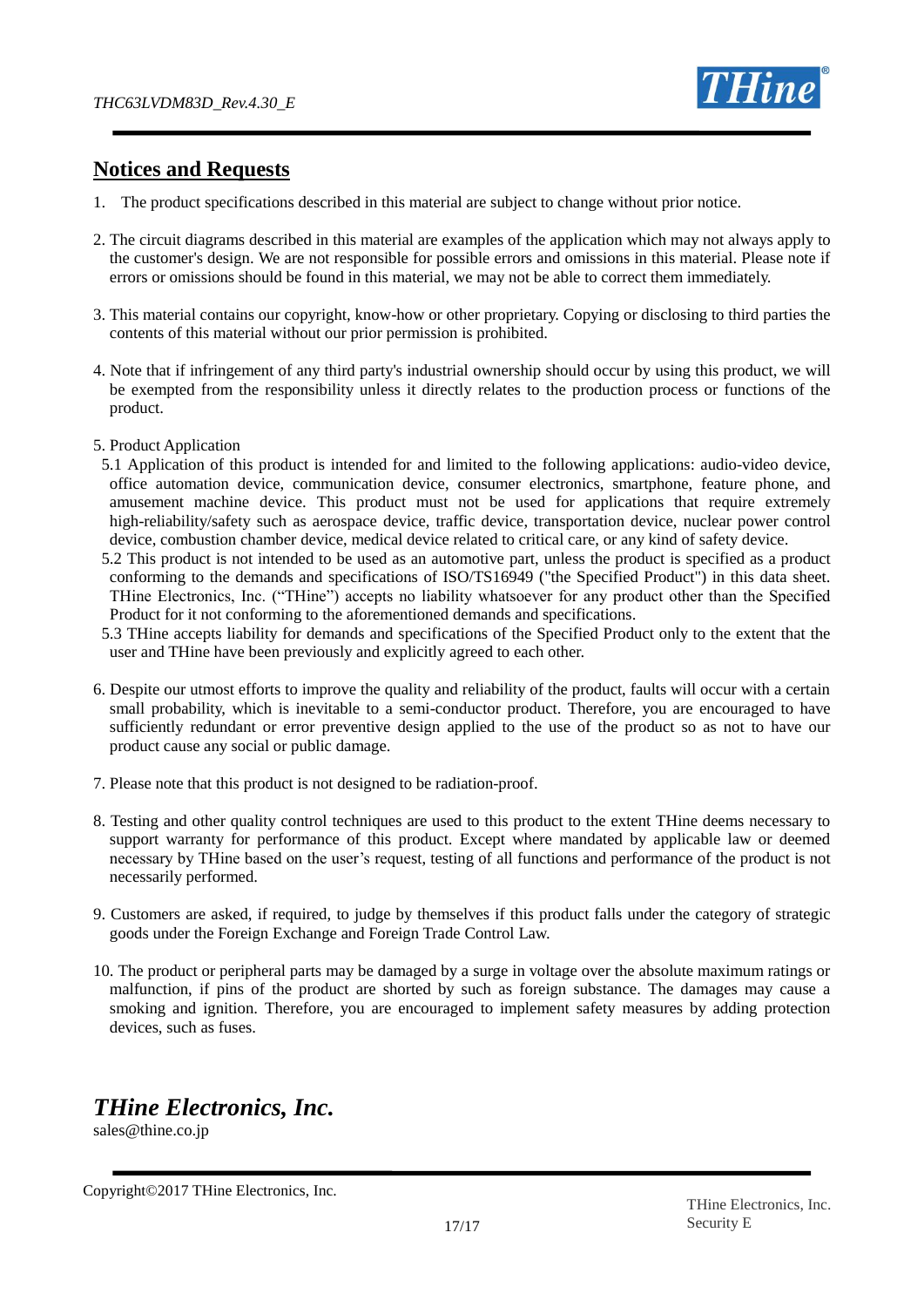## Notices and Requests

1. The product specifications described in this material are subject to change without prior notice.

2. The circuit diagrams described in this material are examples of the application which may not always apply to the customer's design. We are not responsible for possible errors and omissions in this material. Please note if errors or omissions should be found in this material, we may not be able to correct them immediately.

3. This material contains our copyright, know-how or other proprietary. Copying or disclosing to third parties the contents of this material without our prior permission is prohibited.

4. Note that if infringement of any third party's industrial ownership should occur by using this product, we will be exempted from the responsibility unless it directly relates to the production process or functions of the product.

5. Product Application
   5.1 Application of this product is intended for and limited to the following applications: audio-video device, office automation device, communication device, consumer electronics, smartphone, feature phone, and amusement machine device. This product must not be used for applications that require extremely high-reliability/safety such as aerospace device, traffic device, transportation device, nuclear power control device, combustion chamber device, medical device related to critical care, or any kind of safety device.
   5.2 This product is not intended to be used as an automotive part, unless the product is specified as a product conforming to the demands and specifications of ISO/TS16949 ("the Specified Product") in this data sheet. THine Electronics, Inc. (“THine”) accepts no liability whatsoever for any product other than the Specified Product for it not conforming to the aforementioned demands and specifications.
   5.3 THine accepts liability for demands and specifications of the Specified Product only to the extent that the user and THine have been previously and explicitly agreed to each other.

6. Despite our utmost efforts to improve the quality and reliability of the product, faults will occur with a certain small probability, which is inevitable to a semi-conductor product. Therefore, you are encouraged to have sufficiently redundant or error preventive design applied to the use of the product so as not to have our product cause any social or public damage.

7. Please note that this product is not designed to be radiation-proof.

8. Testing and other quality control techniques are used to this product to the extent THine deems necessary to support warranty for performance of this product. Except where mandated by applicable law or deemed necessary by THine based on the user’s request, testing of all functions and performance of the product is not necessarily performed.

9. Customers are asked, if required, to judge by themselves if this product falls under the category of strategic goods under the Foreign Exchange and Foreign Trade Control Law.

10. The product or peripheral parts may be damaged by a surge in voltage over the absolute maximum ratings or malfunction, if pins of the product are shorted by such as foreign substance. The damages may cause a smoking and ignition. Therefore, you are encouraged to implement safety measures by adding protection devices, such as fuses.

***THine Electronics, Inc.***
sales@thine.co.jp

Copyright©2017 THine Electronics, Inc.

THine Electronics, Inc.
Security E